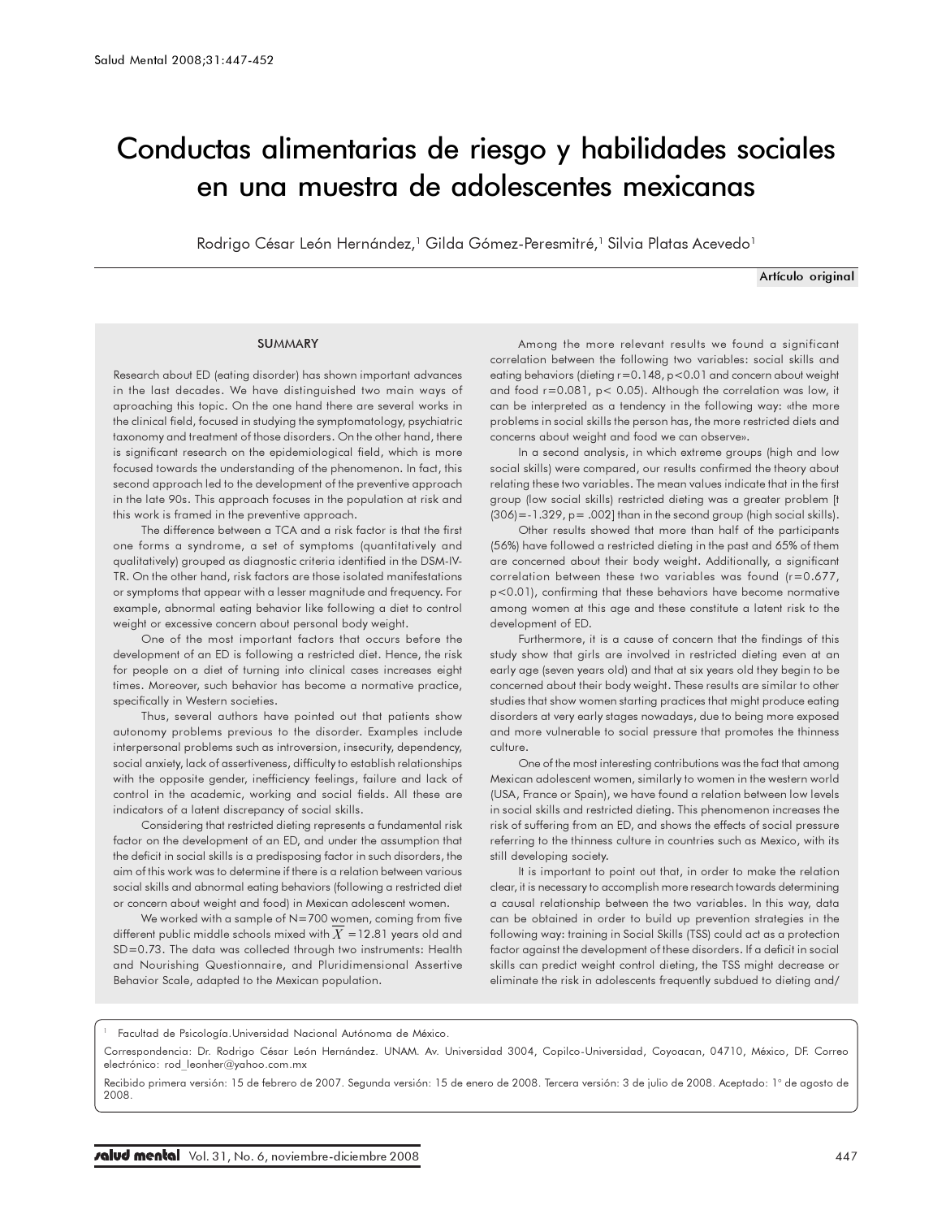# Conductas alimentarias de riesgo y habilidades sociales en una muestra de adolescentes mexicanas

Rodrigo César León Hernández,[1] Gilda Gómez-Peresmitré,[1] Silvia Platas Acevedo[1]

**Artículo original**

## SUMMARY

Research about ED (eating disorder) has shown important advances in the last decades. We have distinguished two main ways of aproaching this topic. On the one hand there are several works in the clinical field, focused in studying the symptomatology, psychiatric taxonomy and treatment of those disorders. On the other hand, there is significant research on the epidemiological field, which is more focused towards the understanding of the phenomenon. In fact, this second approach led to the development of the preventive approach in the late 90s. This approach focuses in the population at risk and this work is framed in the preventive approach.

The difference between a TCA and a risk factor is that the first one forms a syndrome, a set of symptoms (quantitatively and qualitatively) grouped as diagnostic criteria identified in the DSM-IV-TR. On the other hand, risk factors are those isolated manifestations or symptoms that appear with a lesser magnitude and frequency. For example, abnormal eating behavior like following a diet to control weight or excessive concern about personal body weight.

One of the most important factors that occurs before the development of an ED is following a restricted diet. Hence, the risk for people on a diet of turning into clinical cases increases eight times. Moreover, such behavior has become a normative practice, specifically in Western societies.

Thus, several authors have pointed out that patients show autonomy problems previous to the disorder. Examples include interpersonal problems such as introversion, insecurity, dependency, social anxiety, lack of assertiveness, difficulty to establish relationships with the opposite gender, inefficiency feelings, failure and lack of control in the academic, working and social fields. All these are indicators of a latent discrepancy of social skills.

Considering that restricted dieting represents a fundamental risk factor on the development of an ED, and under the assumption that the deficit in social skills is a predisposing factor in such disorders, the aim of this work was to determine if there is a relation between various social skills and abnormal eating behaviors (following a restricted diet or concern about weight and food) in Mexican adolescent women.

We worked with a sample of N=700 women, coming from five different public middle schools mixed with $\overline{X}$ =12.81 years old and SD=0.73. The data was collected through two instruments: Health and Nourishing Questionnaire, and Pluridimensional Assertive Behavior Scale, adapted to the Mexican population.

Among the more relevant results we found a significant correlation between the following two variables: social skills and eating behaviors (dieting $r=0.148$, $p<0.01$ and concern about weight and food $r=0.081$, $p< 0.05$). Although the correlation was low, it can be interpreted as a tendency in the following way: «the more problems in social skills the person has, the more restricted diets and concerns about weight and food we can observe».

In a second analysis, in which extreme groups (high and low social skills) were compared, our results confirmed the theory about relating these two variables. The mean values indicate that in the first group (low social skills) restricted dieting was a greater problem [$t(306)=-1.329$, $p= .002$] than in the second group (high social skills).

Other results showed that more than half of the participants (56%) have followed a restricted dieting in the past and 65% of them are concerned about their body weight. Additionally, a significant correlation between these two variables was found ($r=0.677$, $p<0.01$), confirming that these behaviors have become normative among women at this age and these constitute a latent risk to the development of ED.

Furthermore, it is a cause of concern that the findings of this study show that girls are involved in restricted dieting even at an early age (seven years old) and that at six years old they begin to be concerned about their body weight. These results are similar to other studies that show women starting practices that might produce eating disorders at very early stages nowadays, due to being more exposed and more vulnerable to social pressure that promotes the thinness culture.

One of the most interesting contributions was the fact that among Mexican adolescent women, similarly to women in the western world (USA, France or Spain), we have found a relation between low levels in social skills and restricted dieting. This phenomenon increases the risk of suffering from an ED, and shows the effects of social pressure referring to the thinness culture in countries such as Mexico, with its still developing society.

It is important to point out that, in order to make the relation clear, it is necessary to accomplish more research towards determining a causal relationship between the two variables. In this way, data can be obtained in order to build up prevention strategies in the following way: training in Social Skills (TSS) could act as a protection factor against the development of these disorders. If a deficit in social skills can predict weight control dieting, the TSS might decrease or eliminate the risk in adolescents frequently subdued to dieting and/

---

[1] Facultad de Psicología. Universidad Nacional Autónoma de México.

Correspondencia: Dr. Rodrigo César León Hernández. UNAM. Av. Universidad 3004, Copilco-Universidad, Coyoacan, 04710, México, DF. Correo electrónico: rod_leonher@yahoo.com.mx

Recibido primera versión: 15 de febrero de 2007. Segunda versión: 15 de enero de 2008. Tercera versión: 3 de julio de 2008. Aceptado: 1° de agosto de 2008.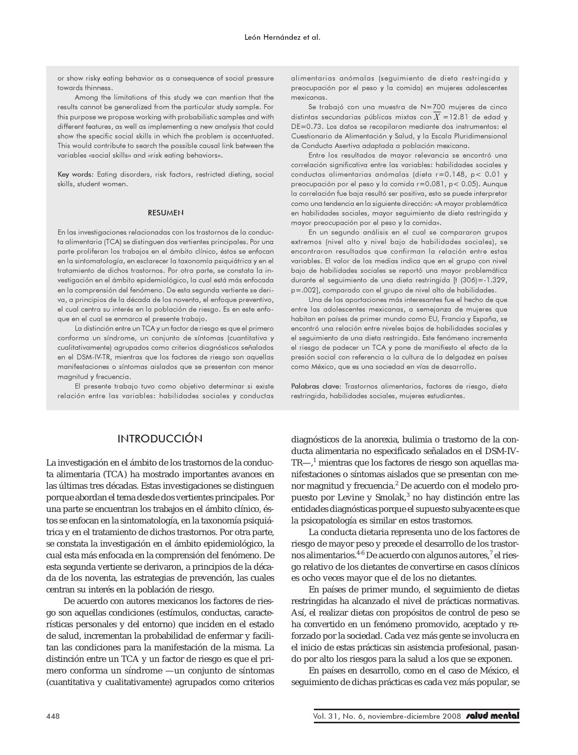or show risky eating behavior as a consequence of social pressure towards thinness.

Among the limitations of this study we can mention that the results cannot be generalized from the particular study sample. For this purpose we propose working with probabilistic samples and with different features, as well as implementing a new analysis that could show the specific social skills in which the problem is accentuated. This would contribute to search the possible causal link between the variables «social skills» and «risk eating behaviors».

Key words: Eating disorders, risk factors, restricted dieting, social skills, student women.

## RESUMEN

En las investigaciones relacionadas con los trastornos de la conducta alimentaria (TCA) se distinguen dos vertientes principales. Por una parte proliferan los trabajos en el ámbito clínico, éstos se enfocan en la sintomatología, en esclarecer la taxonomía psiquiátrica y en el tratamiento de dichos trastornos. Por otra parte, se constata la investigación en el ámbito epidemiológico, la cual está más enfocada en la comprensión del fenómeno. De esta segunda vertiente se deriva, a principios de la década de los noventa, el enfoque preventivo, el cual centra su interés en la población de riesgo. Es en este enfoque en el cual se enmarca el presente trabajo.

La distinción entre un TCA y un factor de riesgo es que el primero conforma un síndrome, un conjunto de síntomas (cuantitativa y cualitativamente) agrupados como criterios diagnósticos señalados en el DSM-IV-TR, mientras que los factores de riesgo son aquellas manifestaciones o síntomas aislados que se presentan con menor magnitud y frecuencia.

El presente trabajo tuvo como objetivo determinar si existe relación entre las variables: habilidades sociales y conductas alimentarias anómalas (seguimiento de dieta restringida y preocupación por el peso y la comida) en mujeres adolescentes mexicanas.

Se trabajó con una muestra de N=700 mujeres de cinco distintas secundarias públicas mixtas con $\overline{X}$ =12.81 de edad y DE=0.73. Los datos se recopilaron mediante dos instrumentos: el Cuestionario de Alimentación y Salud, y la Escala Pluridimensional de Conducta Asertiva adaptada a población mexicana.

Entre los resultados de mayor relevancia se encontró una correlación significativa entre las variables: habilidades sociales y conductas alimentarias anómalas (dieta $r=0.148$, $p< 0.01$ y preocupación por el peso y la comida $r=0.081$, $p< 0.05$). Aunque la correlación fue baja resultó ser positiva, esto se puede interpretar como una tendencia en la siguiente dirección: «A mayor problemática en habilidades sociales, mayor seguimiento de dieta restringida y mayor preocupación por el peso y la comida».

En un segundo análisis en el cual se compararon grupos extremos (nivel alto y nivel bajo de habilidades sociales), se encontraron resultados que confirman la relación entre estas variables. El valor de las medias indica que en el grupo con nivel bajo de habilidades sociales se reportó una mayor problemática durante el seguimiento de una dieta restringida [$t$ (306)=-1.329, $p$=.002], comparado con el grupo de nivel alto de habilidades.

Una de las aportaciones más interesantes fue el hecho de que entre las adolescentes mexicanas, a semejanza de mujeres que habitan en países de primer mundo como EU, Francia y España, se encontró una relación entre niveles bajos de habilidades sociales y el seguimiento de una dieta restringida. Este fenómeno incrementa el riesgo de padecer un TCA y pone de manifiesto el efecto de la presión social con referencia a la cultura de la delgadez en países como México, que es una sociedad en vías de desarrollo.

Palabras clave: Trastornos alimentarios, factores de riesgo, dieta restringida, habilidades sociales, mujeres estudiantes.

## INTRODUCCIÓN

La investigación en el ámbito de los trastornos de la conducta alimentaria (TCA) ha mostrado importantes avances en las últimas tres décadas. Estas investigaciones se distinguen porque abordan el tema desde dos vertientes principales. Por una parte se encuentran los trabajos en el ámbito clínico, éstos se enfocan en la sintomatología, en la taxonomía psiquiátrica y en el tratamiento de dichos trastornos. Por otra parte, se constata la investigación en el ámbito epidemiológico, la cual esta más enfocada en la comprensión del fenómeno. De esta segunda vertiente se derivaron, a principios de la década de los noventa, las estrategias de prevención, las cuales centran su interés en la población de riesgo.

De acuerdo con autores mexicanos los factores de riesgo son aquellas condiciones (estímulos, conductas, características personales y del entorno) que inciden en el estado de salud, incrementan la probabilidad de enfermar y facilitan las condiciones para la manifestación de la misma. La distinción entre un TCA y un factor de riesgo es que el primero conforma un síndrome —un conjunto de síntomas (cuantitativa y cualitativamente) agrupados como criterios diagnósticos de la anorexia, bulimia o trastorno de la conducta alimentaria no especificado señalados en el DSM-IV-TR—,[1] mientras que los factores de riesgo son aquellas manifestaciones o síntomas aislados que se presentan con menor magnitud y frecuencia.[2] De acuerdo con el modelo propuesto por Levine y Smolak,[3] no hay distinción entre las entidades diagnósticas porque el supuesto subyacente es que la psicopatología es similar en estos trastornos.

La conducta dietaria representa uno de los factores de riesgo de mayor peso y precede el desarrollo de los trastornos alimentarios.[4-6] De acuerdo con algunos autores,[7] el riesgo relativo de los dietantes de convertirse en casos clínicos es ocho veces mayor que el de los no dietantes.

En países de primer mundo, el seguimiento de dietas restringidas ha alcanzado el nivel de prácticas normativas. Así, el realizar dietas con propósitos de control de peso se ha convertido en un fenómeno promovido, aceptado y reforzado por la sociedad. Cada vez más gente se involucra en el inicio de estas prácticas sin asistencia profesional, pasando por alto los riesgos para la salud a los que se exponen.

En países en desarrollo, como en el caso de México, el seguimiento de dichas prácticas es cada vez más popular, se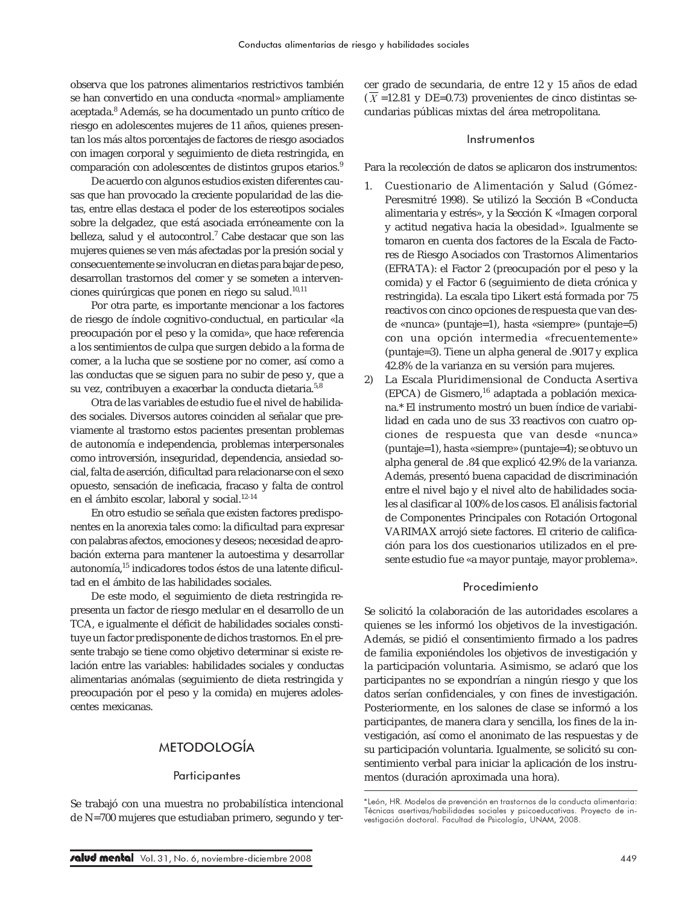observa que los patrones alimentarios restrictivos también se han convertido en una conducta «normal» ampliamente aceptada.[8] Además, se ha documentado un punto crítico de riesgo en adolescentes mujeres de 11 años, quienes presentan los más altos porcentajes de factores de riesgo asociados con imagen corporal y seguimiento de dieta restringida, en comparación con adolescentes de distintos grupos etarios.[9]

De acuerdo con algunos estudios existen diferentes causas que han provocado la creciente popularidad de las dietas, entre ellas destaca el poder de los estereotipos sociales sobre la delgadez, que está asociada erróneamente con la belleza, salud y el autocontrol.[7] Cabe destacar que son las mujeres quienes se ven más afectadas por la presión social y consecuentemente se involucran en dietas para bajar de peso, desarrollan trastornos del comer y se someten a intervenciones quirúrgicas que ponen en riego su salud.[10,11]

Por otra parte, es importante mencionar a los factores de riesgo de índole cognitivo-conductual, en particular «la preocupación por el peso y la comida», que hace referencia a los sentimientos de culpa que surgen debido a la forma de comer, a la lucha que se sostiene por no comer, así como a las conductas que se siguen para no subir de peso y, que a su vez, contribuyen a exacerbar la conducta dietaria.[5,8]

Otra de las variables de estudio fue el nivel de habilidades sociales. Diversos autores coinciden al señalar que previamente al trastorno estos pacientes presentan problemas de autonomía e independencia, problemas interpersonales como introversión, inseguridad, dependencia, ansiedad social, falta de aserción, dificultad para relacionarse con el sexo opuesto, sensación de ineficacia, fracaso y falta de control en el ámbito escolar, laboral y social.[12-14]

En otro estudio se señala que existen factores predisponentes en la anorexia tales como: la dificultad para expresar con palabras afectos, emociones y deseos; necesidad de aprobación externa para mantener la autoestima y desarrollar autonomía,[15] indicadores todos éstos de una latente dificultad en el ámbito de las habilidades sociales.

De este modo, el seguimiento de dieta restringida representa un factor de riesgo medular en el desarrollo de un TCA, e igualmente el déficit de habilidades sociales constituye un factor predisponente de dichos trastornos. En el presente trabajo se tiene como objetivo determinar si existe relación entre las variables: habilidades sociales y conductas alimentarias anómalas (seguimiento de dieta restringida y preocupación por el peso y la comida) en mujeres adolescentes mexicanas.

## METODOLOGÍA

### Participantes

Se trabajó con una muestra no probabilística intencional de N=700 mujeres que estudiaban primero, segundo y tercer grado de secundaria, de entre 12 y 15 años de edad ($\overline{X}$ =12.81 y DE=0.73) provenientes de cinco distintas secundarias públicas mixtas del área metropolitana.

### Instrumentos

Para la recolección de datos se aplicaron dos instrumentos:

1. Cuestionario de Alimentación y Salud (Gómez-Peresmitré 1998). Se utilizó la Sección B «Conducta alimentaria y estrés», y la Sección K «Imagen corporal y actitud negativa hacia la obesidad». Igualmente se tomaron en cuenta dos factores de la Escala de Factores de Riesgo Asociados con Trastornos Alimentarios (EFRATA): el Factor 2 (preocupación por el peso y la comida) y el Factor 6 (seguimiento de dieta crónica y restringida). La escala tipo Likert está formada por 75 reactivos con cinco opciones de respuesta que van desde «nunca» (puntaje=1), hasta «siempre» (puntaje=5) con una opción intermedia «frecuentemente» (puntaje=3). Tiene un alpha general de .9017 y explica 42.8% de la varianza en su versión para mujeres.
2. La Escala Pluridimensional de Conducta Asertiva (EPCA) de Gismero,[16] adaptada a población mexicana.* El instrumento mostró un buen índice de variabilidad en cada uno de sus 33 reactivos con cuatro opciones de respuesta que van desde «nunca» (puntaje=1), hasta «siempre» (puntaje=4); se obtuvo un alpha general de .84 que explicó 42.9% de la varianza. Además, presentó buena capacidad de discriminación entre el nivel bajo y el nivel alto de habilidades sociales al clasificar al 100% de los casos. El análisis factorial de Componentes Principales con Rotación Ortogonal VARIMAX arrojó siete factores. El criterio de calificación para los dos cuestionarios utilizados en el presente estudio fue «a mayor puntaje, mayor problema».

### Procedimiento

Se solicitó la colaboración de las autoridades escolares a quienes se les informó los objetivos de la investigación. Además, se pidió el consentimiento firmado a los padres de familia exponiéndoles los objetivos de investigación y la participación voluntaria. Asimismo, se aclaró que los participantes no se expondrían a ningún riesgo y que los datos serían confidenciales, y con fines de investigación. Posteriormente, en los salones de clase se informó a los participantes, de manera clara y sencilla, los fines de la investigación, así como el anonimato de las respuestas y de su participación voluntaria. Igualmente, se solicitó su consentimiento verbal para iniciar la aplicación de los instrumentos (duración aproximada una hora).

---

*León, HR. Modelos de prevención en trastornos de la conducta alimentaria: Técnicas asertivas/habilidades sociales y psicoeducativas. Proyecto de investigación doctoral. Facultad de Psicología, UNAM, 2008.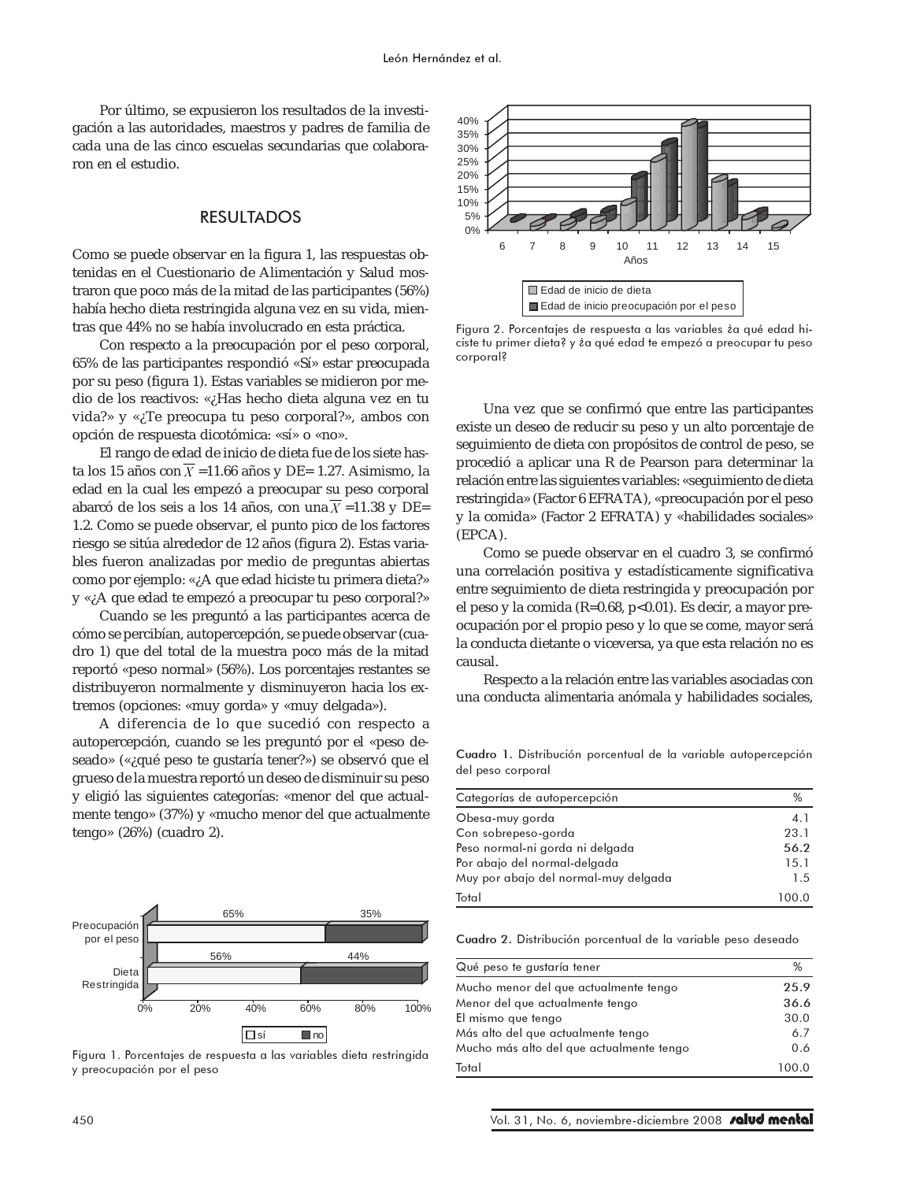Por último, se expusieron los resultados de la investigación a las autoridades, maestros y padres de familia de cada una de las cinco escuelas secundarias que colaboraron en el estudio.

## RESULTADOS

Como se puede observar en la figura 1, las respuestas obtenidas en el Cuestionario de Alimentación y Salud mostraron que poco más de la mitad de las participantes (56%) había hecho dieta restringida alguna vez en su vida, mientras que 44% no se había involucrado en esta práctica.

Con respecto a la preocupación por el peso corporal, 65% de las participantes respondió «Sí» estar preocupada por su peso (figura 1). Estas variables se midieron por medio de los reactivos: «¿Has hecho dieta alguna vez en tu vida?» y «¿Te preocupa tu peso corporal?», ambos con opción de respuesta dicotómica: «sí» o «no».

El rango de edad de inicio de dieta fue de los siete hasta los 15 años con $\overline{X}$ =11.66 años y DE= 1.27. Asimismo, la edad en la cual les empezó a preocupar su peso corporal abarcó de los seis a los 14 años, con una $\overline{X}$ =11.38 y DE= 1.2. Como se puede observar, el punto pico de los factores riesgo se sitúa alrededor de 12 años (figura 2). Estas variables fueron analizadas por medio de preguntas abiertas como por ejemplo: «¿A que edad hiciste tu primera dieta?» y «¿A que edad te empezó a preocupar tu peso corporal?»

Cuando se les preguntó a las participantes acerca de cómo se percibían, autopercepción, se puede observar (cuadro 1) que del total de la muestra poco más de la mitad reportó «peso normal» (56%). Los porcentajes restantes se distribuyeron normalmente y disminuyeron hacia los extremos (opciones: «muy gorda» y «muy delgada»).

A diferencia de lo que sucedió con respecto a autopercepción, cuando se les preguntó por el «peso deseado» («¿qué peso te gustaría tener?») se observó que el grueso de la muestra reportó un deseo de disminuir su peso y eligió las siguientes categorías: «menor del que actualmente tengo» (37%) y «mucho menor del que actualmente tengo» (26%) (cuadro 2).

Figura 1. Porcentajes de respuesta a las variables dieta restringida y preocupación por el peso

Figura 2. Porcentajes de respuesta a las variables ¿a qué edad hiciste tu primer dieta? y ¿a qué edad te empezó a preocupar tu peso corporal?

Una vez que se confirmó que entre las participantes existe un deseo de reducir su peso y un alto porcentaje de seguimiento de dieta con propósitos de control de peso, se procedió a aplicar una R de Pearson para determinar la relación entre las siguientes variables: «seguimiento de dieta restringida» (Factor 6 EFRATA), «preocupación por el peso y la comida» (Factor 2 EFRATA) y «habilidades sociales» (EPCA).

Como se puede observar en el cuadro 3, se confirmó una correlación positiva y estadísticamente significativa entre seguimiento de dieta restringida y preocupación por el peso y la comida ($R=0.68$, $p<0.01$). Es decir, a mayor preocupación por el propio peso y lo que se come, mayor será la conducta dietante o viceversa, ya que esta relación no es causal.

Respecto a la relación entre las variables asociadas con una conducta alimentaria anómala y habilidades sociales,

**Cuadro 1.** Distribución porcentual de la variable autopercepción del peso corporal

| Categorías de autopercepción | % |
|---|---|
| Obesa-muy gorda | 4.1 |
| Con sobrepeso-gorda | 23.1 |
| Peso normal-ni gorda ni delgada | **56.2** |
| Por abajo del normal-delgada | 15.1 |
| Muy por abajo del normal-muy delgada | 1.5 |
| Total | 100.0 |

**Cuadro 2.** Distribución porcentual de la variable peso deseado

| Qué peso te gustaría tener | % |
|---|---|
| Mucho menor del que actualmente tengo | **25.9** |
| Menor del que actualmente tengo | **36.6** |
| El mismo que tengo | 30.0 |
| Más alto del que actualmente tengo | 6.7 |
| Mucho más alto del que actualmente tengo | 0.6 |
| Total | 100.0 |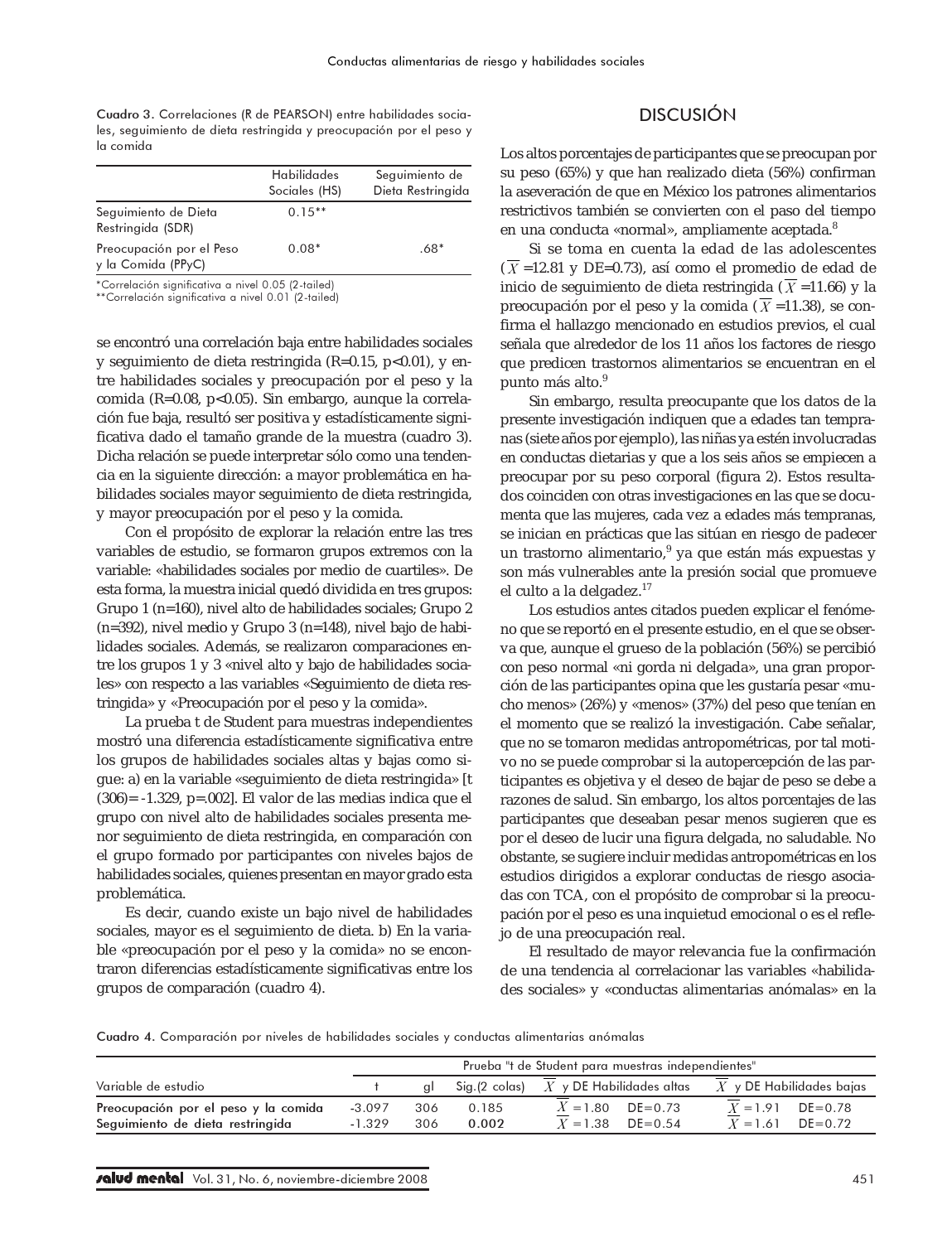Cuadro 3. Correlaciones (R de PEARSON) entre habilidades sociales, seguimiento de dieta restringida y preocupación por el peso y la comida

| | Habilidades Sociales (HS) | Seguimiento de Dieta Restringida |
|---|---|---|
| Seguimiento de Dieta Restringida (SDR) | 0.15** | |
| Preocupación por el Peso y la Comida (PPyC) | 0.08* | .68* |

*Correlación significativa a nivel 0.05 (2-tailed)
**Correlación significativa a nivel 0.01 (2-tailed)

se encontró una correlación baja entre habilidades sociales y seguimiento de dieta restringida (R=0.15, p<0.01), y entre habilidades sociales y preocupación por el peso y la comida (R=0.08, p<0.05). Sin embargo, aunque la correlación fue baja, resultó ser positiva y estadísticamente significativa dado el tamaño grande de la muestra (cuadro 3). Dicha relación se puede interpretar sólo como una tendencia en la siguiente dirección: a mayor problemática en habilidades sociales mayor seguimiento de dieta restringida, y mayor preocupación por el peso y la comida.

Con el propósito de explorar la relación entre las tres variables de estudio, se formaron grupos extremos con la variable: «habilidades sociales por medio de cuartiles». De esta forma, la muestra inicial quedó dividida en tres grupos: Grupo 1 (n=160), nivel alto de habilidades sociales; Grupo 2 (n=392), nivel medio y Grupo 3 (n=148), nivel bajo de habilidades sociales. Además, se realizaron comparaciones entre los grupos 1 y 3 «nivel alto y bajo de habilidades sociales» con respecto a las variables «Seguimiento de dieta restringida» y «Preocupación por el peso y la comida».

La prueba t de Student para muestras independientes mostró una diferencia estadísticamente significativa entre los grupos de habilidades sociales altas y bajas como sigue: a) en la variable «seguimiento de dieta restringida» [t (306)= -1.329, p=.002]. El valor de las medias indica que el grupo con nivel alto de habilidades sociales presenta menor seguimiento de dieta restringida, en comparación con el grupo formado por participantes con niveles bajos de habilidades sociales, quienes presentan en mayor grado esta problemática.

Es decir, cuando existe un bajo nivel de habilidades sociales, mayor es el seguimiento de dieta. b) En la variable «preocupación por el peso y la comida» no se encontraron diferencias estadísticamente significativas entre los grupos de comparación (cuadro 4).

## DISCUSIÓN

Los altos porcentajes de participantes que se preocupan por su peso (65%) y que han realizado dieta (56%) confirman la aseveración de que en México los patrones alimentarios restrictivos también se convierten con el paso del tiempo en una conducta «normal», ampliamente aceptada.[8]

Si se toma en cuenta la edad de las adolescentes ($\overline{X}$ =12.81 y DE=0.73), así como el promedio de edad de inicio de seguimiento de dieta restringida ($\overline{X}$ =11.66) y la preocupación por el peso y la comida ($\overline{X}$ =11.38), se confirma el hallazgo mencionado en estudios previos, el cual señala que alrededor de los 11 años los factores de riesgo que predicen trastornos alimentarios se encuentran en el punto más alto.[9]

Sin embargo, resulta preocupante que los datos de la presente investigación indiquen que a edades tan tempranas (siete años por ejemplo), las niñas ya estén involucradas en conductas dietarias y que a los seis años se empiecen a preocupar por su peso corporal (figura 2). Estos resultados coinciden con otras investigaciones en las que se documenta que las mujeres, cada vez a edades más tempranas, se inician en prácticas que las sitúan en riesgo de padecer un trastorno alimentario,[9] ya que están más expuestas y son más vulnerables ante la presión social que promueve el culto a la delgadez.[17]

Los estudios antes citados pueden explicar el fenómeno que se reportó en el presente estudio, en el que se observa que, aunque el grueso de la población (56%) se percibió con peso normal «ni gorda ni delgada», una gran proporción de las participantes opina que les gustaría pesar «mucho menos» (26%) y «menos» (37%) del peso que tenían en el momento que se realizó la investigación. Cabe señalar, que no se tomaron medidas antropométricas, por tal motivo no se puede comprobar si la autopercepción de las participantes es objetiva y el deseo de bajar de peso se debe a razones de salud. Sin embargo, los altos porcentajes de las participantes que deseaban pesar menos sugieren que es por el deseo de lucir una figura delgada, no saludable. No obstante, se sugiere incluir medidas antropométricas en los estudios dirigidos a explorar conductas de riesgo asociadas con TCA, con el propósito de comprobar si la preocupación por el peso es una inquietud emocional o es el reflejo de una preocupación real.

El resultado de mayor relevancia fue la confirmación de una tendencia al correlacionar las variables «habilidades sociales» y «conductas alimentarias anómalas» en la

Cuadro 4. Comparación por niveles de habilidades sociales y conductas alimentarias anómalas

| Variable de estudio | Prueba "t de Student para muestras independientes" | | | | |
|---|---|---|---|---|---|
| | t | gl | Sig.(2 colas) | $\overline{X}$ y DE Habilidades altas | $\overline{X}$ y DE Habilidades bajas |
| **Preocupación por el peso y la comida** | -3.097 | 306 | 0.185 | $\overline{X}$ =1.80 DE=0.73 | $\overline{X}$ =1.91 DE=0.78 |
| **Seguimiento de dieta restringida** | -1.329 | 306 | **0.002** | $\overline{X}$ =1.38 DE=0.54 | $\overline{X}$ =1.61 DE=0.72 |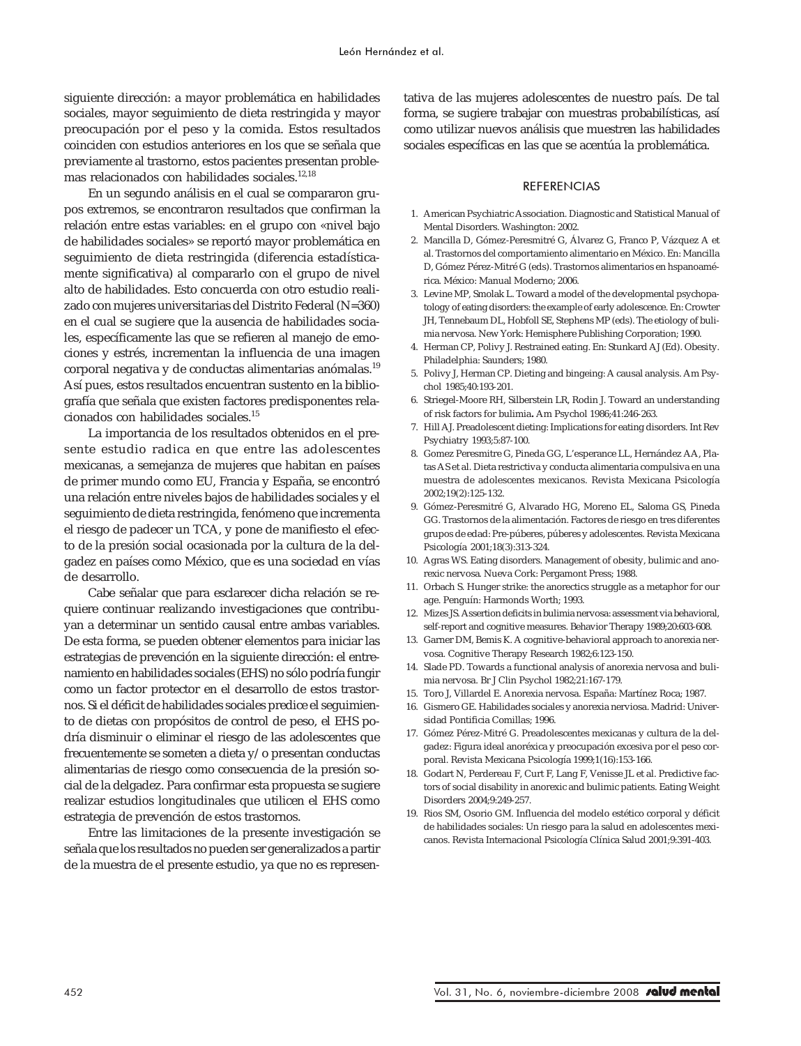siguiente dirección: a mayor problemática en habilidades sociales, mayor seguimiento de dieta restringida y mayor preocupación por el peso y la comida. Estos resultados coinciden con estudios anteriores en los que se señala que previamente al trastorno, estos pacientes presentan problemas relacionados con habilidades sociales.[12,18]

En un segundo análisis en el cual se compararon grupos extremos, se encontraron resultados que confirman la relación entre estas variables: en el grupo con «nivel bajo de habilidades sociales» se reportó mayor problemática en seguimiento de dieta restringida (diferencia estadísticamente significativa) al compararlo con el grupo de nivel alto de habilidades. Esto concuerda con otro estudio realizado con mujeres universitarias del Distrito Federal (N=360) en el cual se sugiere que la ausencia de habilidades sociales, específicamente las que se refieren al manejo de emociones y estrés, incrementan la influencia de una imagen corporal negativa y de conductas alimentarias anómalas.[19] Así pues, estos resultados encuentran sustento en la bibliografía que señala que existen factores predisponentes relacionados con habilidades sociales.[15]

La importancia de los resultados obtenidos en el presente estudio radica en que entre las adolescentes mexicanas, a semejanza de mujeres que habitan en países de primer mundo como EU, Francia y España, se encontró una relación entre niveles bajos de habilidades sociales y el seguimiento de dieta restringida, fenómeno que incrementa el riesgo de padecer un TCA, y pone de manifiesto el efecto de la presión social ocasionada por la cultura de la delgadez en países como México, que es una sociedad en vías de desarrollo.

Cabe señalar que para esclarecer dicha relación se requiere continuar realizando investigaciones que contribuyan a determinar un sentido causal entre ambas variables. De esta forma, se pueden obtener elementos para iniciar las estrategias de prevención en la siguiente dirección: el entrenamiento en habilidades sociales (EHS) no sólo podría fungir como un factor protector en el desarrollo de estos trastornos. Si el déficit de habilidades sociales predice el seguimiento de dietas con propósitos de control de peso, el EHS podría disminuir o eliminar el riesgo de las adolescentes que frecuentemente se someten a dieta y/o presentan conductas alimentarias de riesgo como consecuencia de la presión social de la delgadez. Para confirmar esta propuesta se sugiere realizar estudios longitudinales que utilicen el EHS como estrategia de prevención de estos trastornos.

Entre las limitaciones de la presente investigación se señala que los resultados no pueden ser generalizados a partir de la muestra de el presente estudio, ya que no es representativa de las mujeres adolescentes de nuestro país. De tal forma, se sugiere trabajar con muestras probabilísticas, así como utilizar nuevos análisis que muestren las habilidades sociales específicas en las que se acentúa la problemática.

## REFERENCIAS

1. American Psychiatric Association. Diagnostic and Statistical Manual of Mental Disorders. Washington: 2002.
2. Mancilla D, Gómez-Peresmitré G, Álvarez G, Franco P, Vázquez A et al. Trastornos del comportamiento alimentario en México. En: Mancilla D, Gómez Pérez-Mitré G (eds). Trastornos alimentarios en hspanoamérica. México: Manual Moderno; 2006.
3. Levine MP, Smolak L. Toward a model of the developmental psychopatology of eating disorders: the example of early adolescence. En: Crowter JH, Tennebaum DL, Hobfoll SE, Stephens MP (eds). The etiology of bulimia nervosa. New York: Hemisphere Publishing Corporation; 1990.
4. Herman CP, Polivy J. Restrained eating. En: Stunkard AJ (Ed). Obesity. Philadelphia: Saunders; 1980.
5. Polivy J, Herman CP. Dieting and bingeing: A causal analysis. Am Psychol 1985;40:193-201.
6. Striegel-Moore RH, Silberstein LR, Rodin J. Toward an understanding of risk factors for bulimia**.** Am Psychol 1986;41:246-263.
7. Hill AJ. Preadolescent dieting: Implications for eating disorders. Int Rev Psychiatry 1993;5:87-100.
8. Gomez Peresmitre G, Pineda GG, L'esperance LL, Hernández AA, Platas AS et al. Dieta restrictiva y conducta alimentaria compulsiva en una muestra de adolescentes mexicanos. Revista Mexicana Psicología 2002;19(2):125-132.
9. Gómez-Peresmitré G, Alvarado HG, Moreno EL, Saloma GS, Pineda GG. Trastornos de la alimentación. Factores de riesgo en tres diferentes grupos de edad: Pre-púberes, púberes y adolescentes. Revista Mexicana Psicología 2001;18(3):313-324.
10. Agras WS. Eating disorders. Management of obesity, bulimic and anorexic nervosa. Nueva Cork: Pergamont Press; 1988.
11. Orbach S. Hunger strike: the anorectics struggle as a metaphor for our age. Penguín: Harmonds Worth; 1993.
12. Mizes JS. Assertion deficits in bulimia nervosa: assessment via behavioral, self-report and cognitive measures. Behavior Therapy 1989;20:603-608.
13. Garner DM, Bemis K. A cognitive-behavioral approach to anorexia nervosa. Cognitive Therapy Research 1982;6:123-150.
14. Slade PD. Towards a functional analysis of anorexia nervosa and bulimia nervosa. Br J Clin Psychol 1982;21:167-179.
15. Toro J, Villardel E. Anorexia nervosa. España: Martínez Roca; 1987.
16. Gismero GE. Habilidades sociales y anorexia nerviosa. Madrid: Universidad Pontificia Comillas; 1996.
17. Gómez Pérez-Mitré G. Preadolescentes mexicanas y cultura de la delgadez: Figura ideal anoréxica y preocupación excesiva por el peso corporal. Revista Mexicana Psicología 1999;1(16):153-166.
18. Godart N, Perdereau F, Curt F, Lang F, Venisse JL et al. Predictive factors of social disability in anorexic and bulimic patients. Eating Weight Disorders 2004;9:249-257.
19. Rios SM, Osorio GM. Influencia del modelo estético corporal y déficit de habilidades sociales: Un riesgo para la salud en adolescentes mexicanos. Revista Internacional Psicología Clínica Salud 2001;9:391-403.